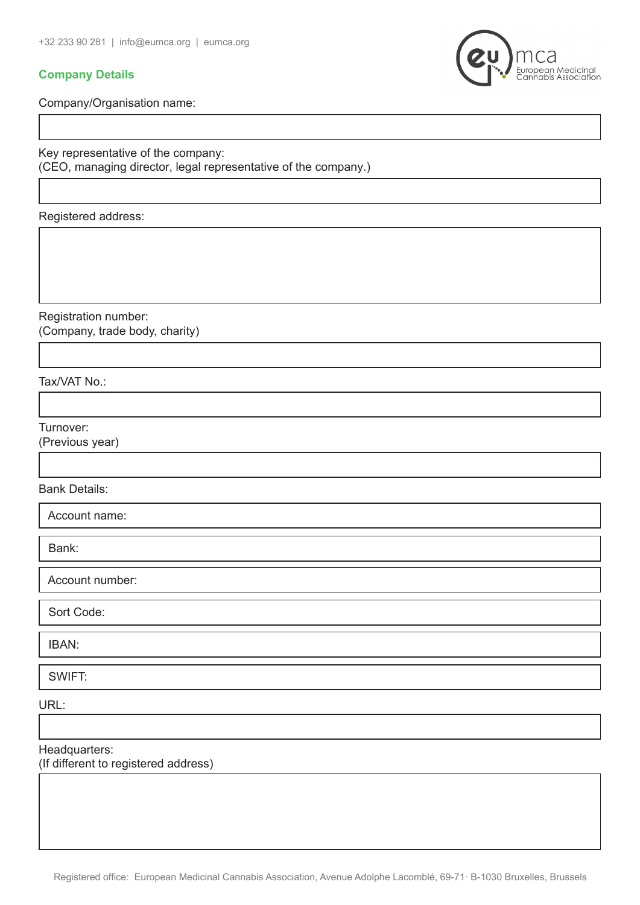+32 233 90 281 | info@eumca.org | eumca.org

## Company Details

Company/Organisation name:

Key representative of the company:
(CEO, managing director, legal representative of the company.)

Registered address:

Registration number:
(Company, trade body, charity)

Tax/VAT No.:

Turnover:
(Previous year)

Bank Details:

Account name:

Bank:

Account number:

Sort Code:

IBAN:

SWIFT:

URL:

Headquarters:
(If different to registered address)

Registered office: European Medicinal Cannabis Association, Avenue Adolphe Lacomblé, 69-71· B-1030 Bruxelles, Brussels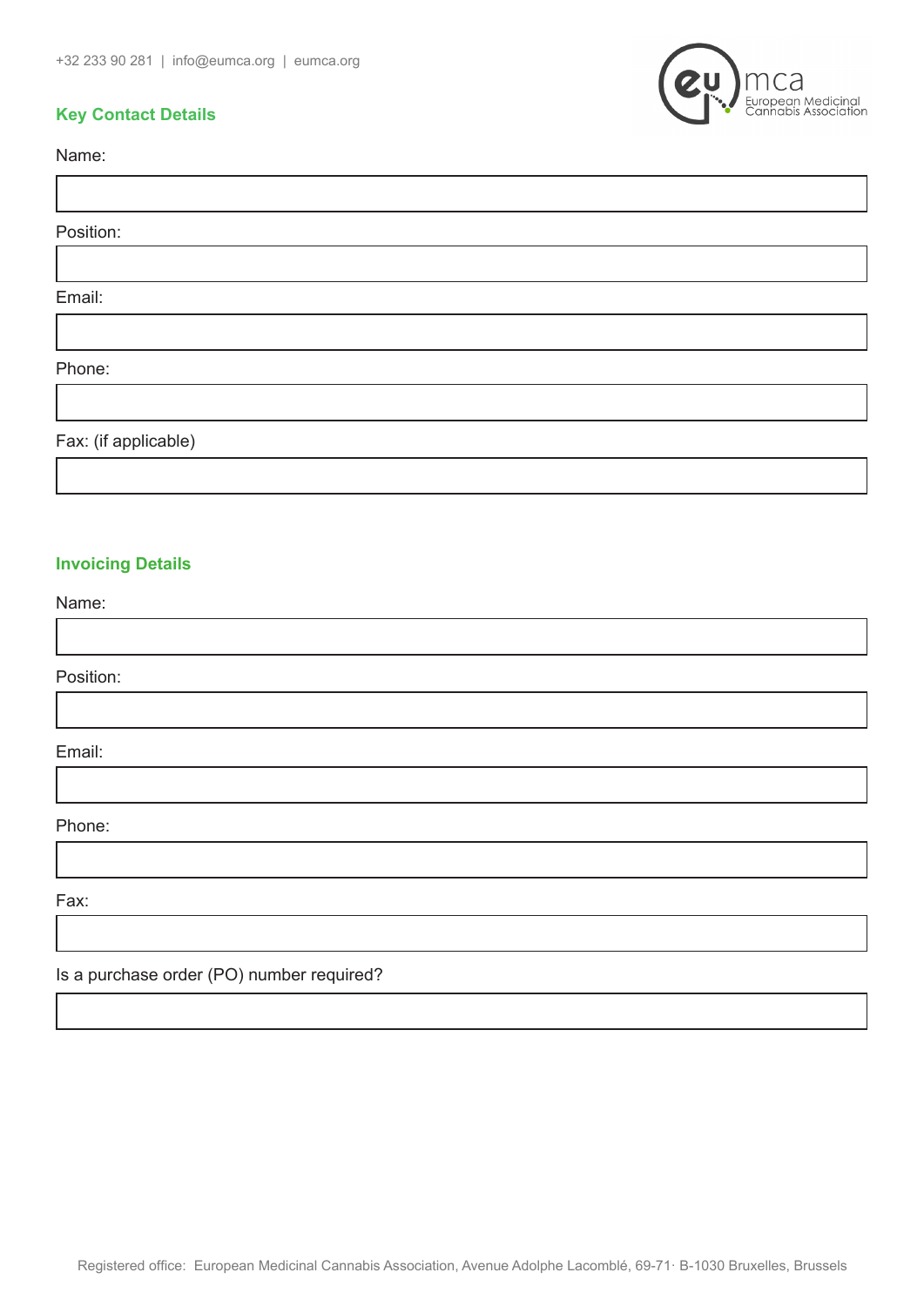## Key Contact Details

Name:

Position:

Email:

Phone:

Fax: (if applicable)

## Invoicing Details

Name:

Position:

Email:

Phone:

Fax:

Is a purchase order (PO) number required?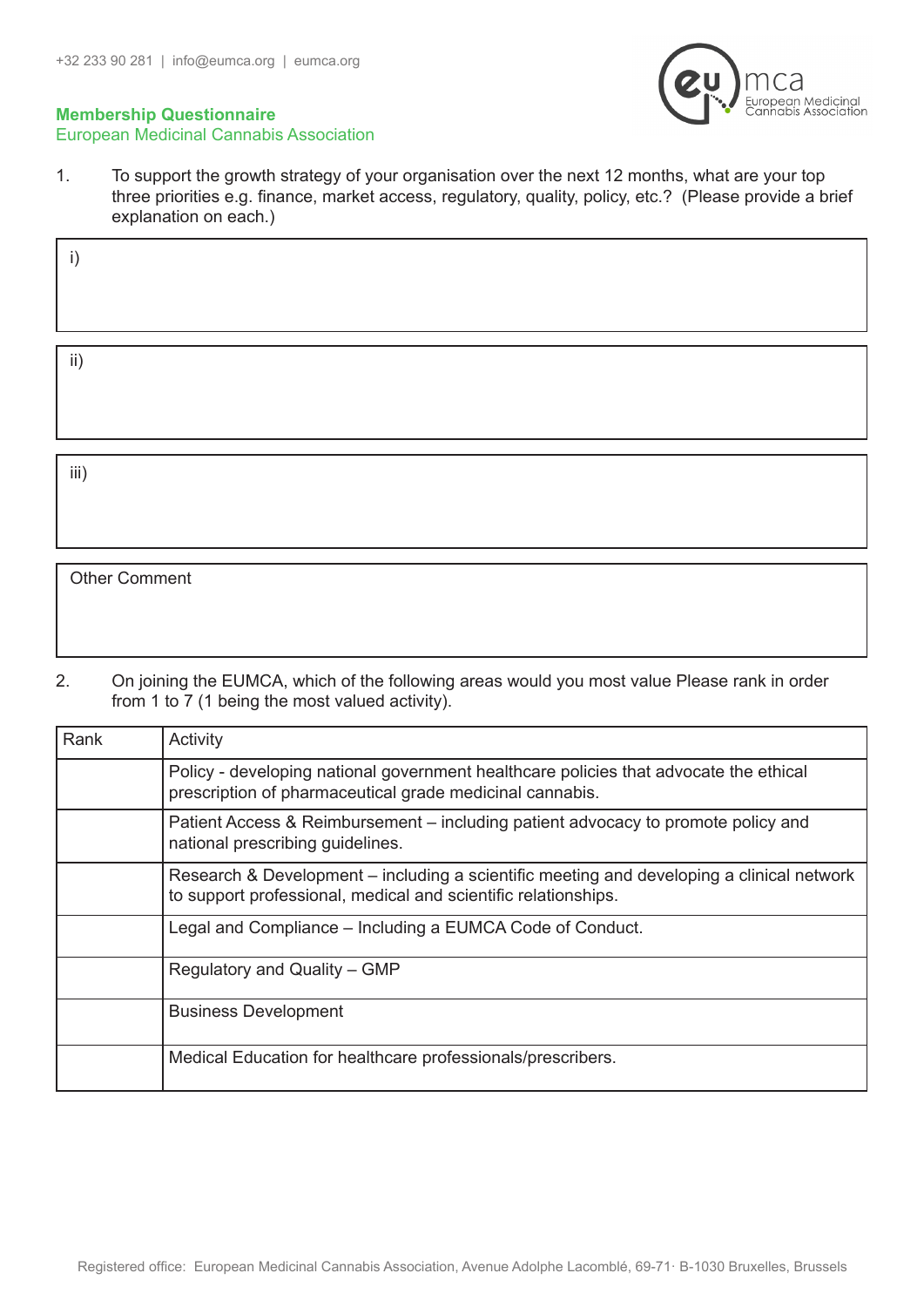**Membership Questionnaire**
European Medicinal Cannabis Association

1. To support the growth strategy of your organisation over the next 12 months, what are your top three priorities e.g. finance, market access, regulatory, quality, policy, etc.? (Please provide a brief explanation on each.)

i)

ii)

iii)

Other Comment

2. On joining the EUMCA, which of the following areas would you most value Please rank in order from 1 to 7 (1 being the most valued activity).

| Rank | Activity |
| --- | --- |
| | Policy - developing national government healthcare policies that advocate the ethical prescription of pharmaceutical grade medicinal cannabis. |
| | Patient Access & Reimbursement – including patient advocacy to promote policy and national prescribing guidelines. |
| | Research & Development – including a scientific meeting and developing a clinical network to support professional, medical and scientific relationships. |
| | Legal and Compliance – Including a EUMCA Code of Conduct. |
| | Regulatory and Quality – GMP |
| | Business Development |
| | Medical Education for healthcare professionals/prescribers. |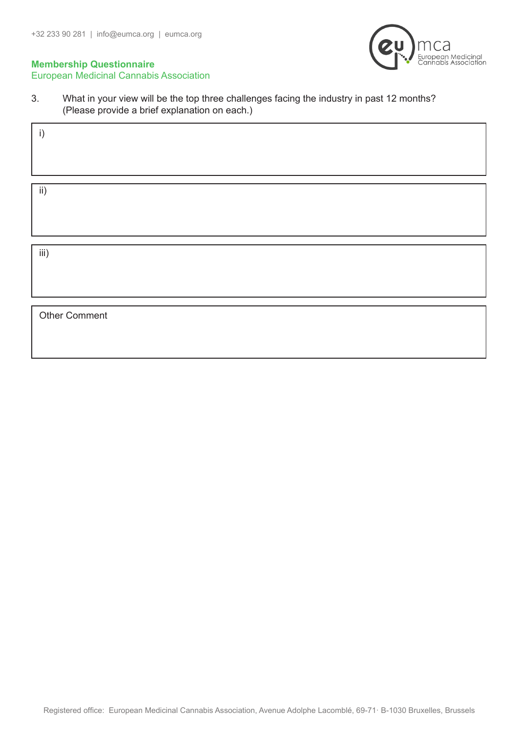**Membership Questionnaire**
European Medicinal Cannabis Association

3. What in your view will be the top three challenges facing the industry in past 12 months? (Please provide a brief explanation on each.)

i)

ii)

iii)

Other Comment